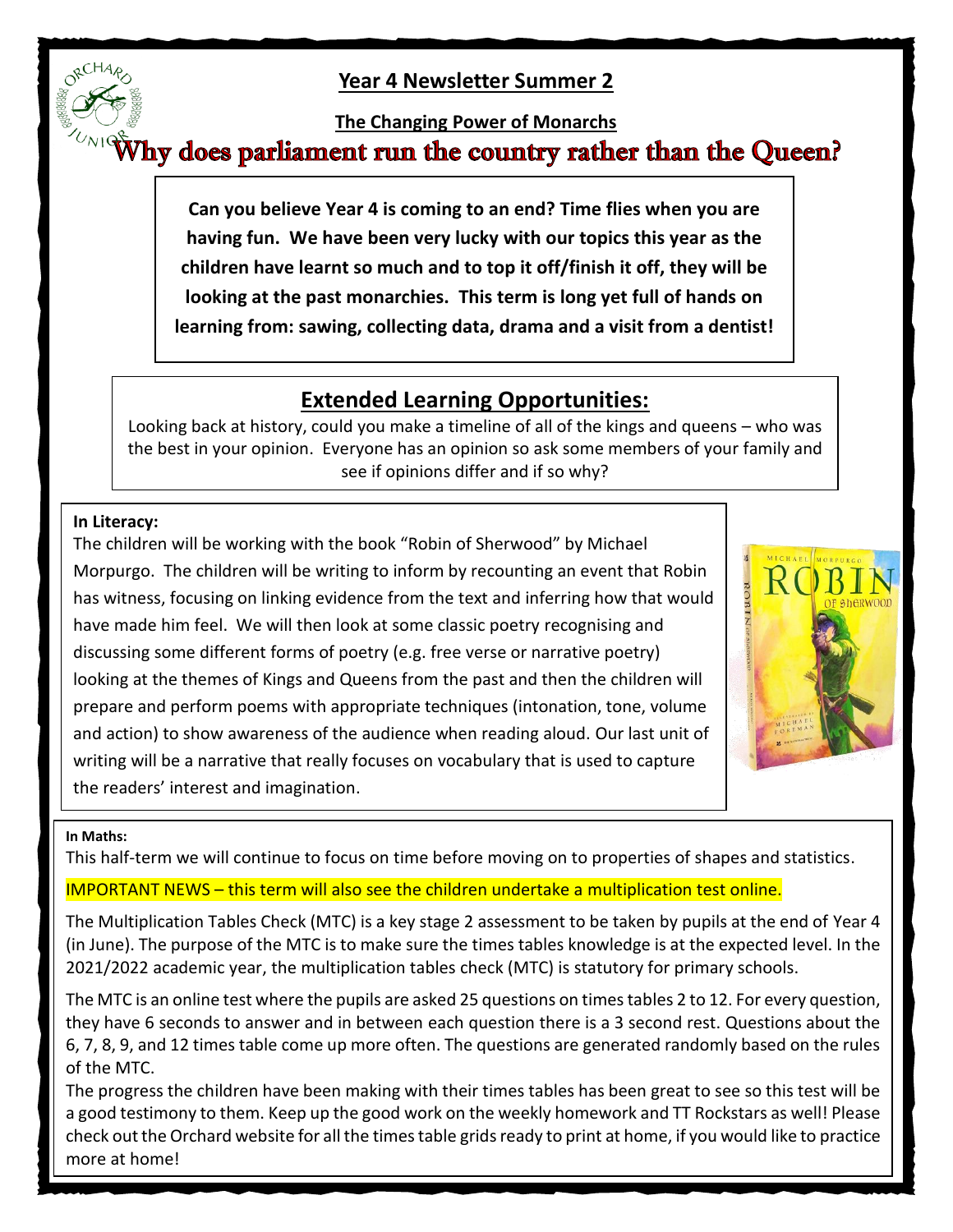# Year 4 Newsletter Summer 2

## The Changing Power of Monarchs

## Why does parliament run the country rather than the Queen?

**Can you believe Year 4 is coming to an end? Time flies when you are having fun. We have been very lucky with our topics this year as the children have learnt so much and to top it off/finish it off, they will be looking at the past monarchies. This term is long yet full of hands on learning from: sawing, collecting data, drama and a visit from a dentist!**

## Extended Learning Opportunities:

Looking back at history, could you make a timeline of all of the kings and queens – who was the best in your opinion. Everyone has an opinion so ask some members of your family and see if opinions differ and if so why?

**In Literacy:**

The children will be working with the book "Robin of Sherwood" by Michael Morpurgo. The children will be writing to inform by recounting an event that Robin has witness, focusing on linking evidence from the text and inferring how that would have made him feel. We will then look at some classic poetry recognising and discussing some different forms of poetry (e.g. free verse or narrative poetry) looking at the themes of Kings and Queens from the past and then the children will prepare and perform poems with appropriate techniques (intonation, tone, volume and action) to show awareness of the audience when reading aloud. Our last unit of writing will be a narrative that really focuses on vocabulary that is used to capture the readers' interest and imagination.

**In Maths:**

This half-term we will continue to focus on time before moving on to properties of shapes and statistics.

IMPORTANT NEWS – this term will also see the children undertake a multiplication test online.

The Multiplication Tables Check (MTC) is a key stage 2 assessment to be taken by pupils at the end of Year 4 (in June). The purpose of the MTC is to make sure the times tables knowledge is at the expected level. In the 2021/2022 academic year, the multiplication tables check (MTC) is statutory for primary schools.

The MTC is an online test where the pupils are asked 25 questions on times tables 2 to 12. For every question, they have 6 seconds to answer and in between each question there is a 3 second rest. Questions about the 6, 7, 8, 9, and 12 times table come up more often. The questions are generated randomly based on the rules of the MTC.

The progress the children have been making with their times tables has been great to see so this test will be a good testimony to them. Keep up the good work on the weekly homework and TT Rockstars as well! Please check out the Orchard website for all the times table grids ready to print at home, if you would like to practice more at home!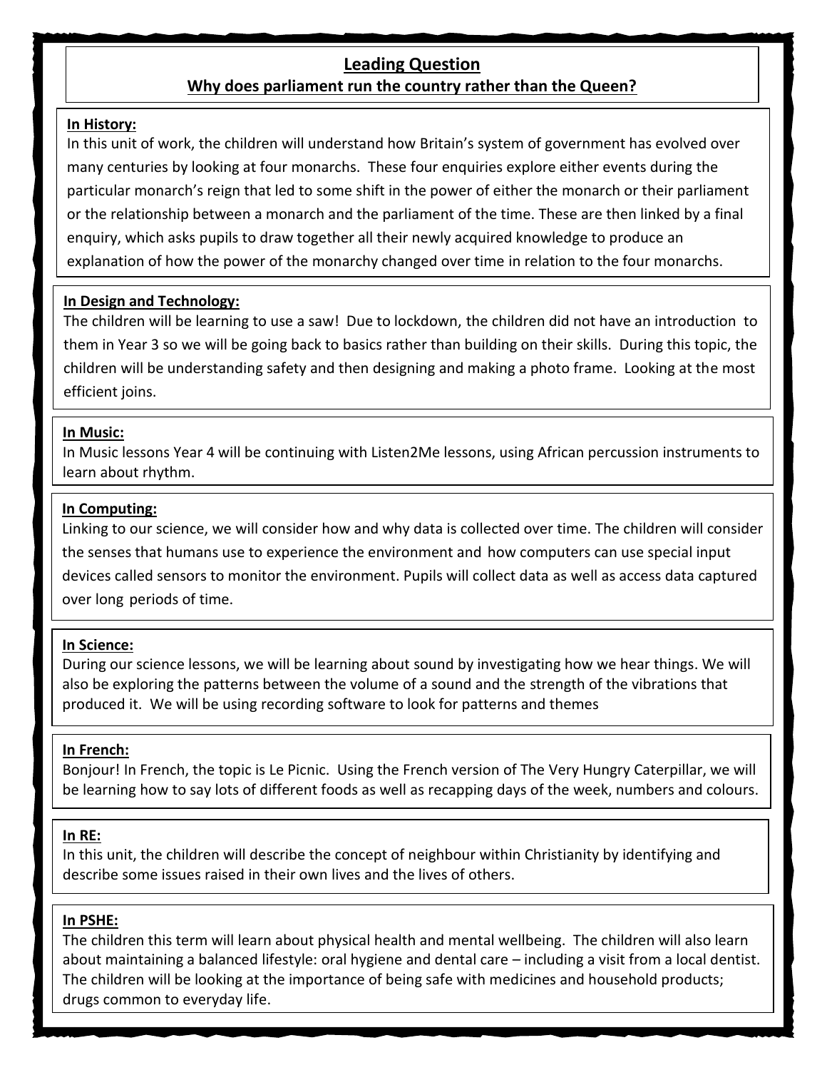## Leading Question

**Why does parliament run the country rather than the Queen?**

### In History:

In this unit of work, the children will understand how Britain's system of government has evolved over many centuries by looking at four monarchs. These four enquiries explore either events during the particular monarch's reign that led to some shift in the power of either the monarch or their parliament or the relationship between a monarch and the parliament of the time. These are then linked by a final enquiry, which asks pupils to draw together all their newly acquired knowledge to produce an explanation of how the power of the monarchy changed over time in relation to the four monarchs.

### In Design and Technology:

The children will be learning to use a saw! Due to lockdown, the children did not have an introduction to them in Year 3 so we will be going back to basics rather than building on their skills. During this topic, the children will be understanding safety and then designing and making a photo frame. Looking at the most efficient joins.

### In Music:

In Music lessons Year 4 will be continuing with Listen2Me lessons, using African percussion instruments to learn about rhythm.

### In Computing:

Linking to our science, we will consider how and why data is collected over time. The children will consider the senses that humans use to experience the environment and how computers can use special input devices called sensors to monitor the environment. Pupils will collect data as well as access data captured over long periods of time.

### In Science:

During our science lessons, we will be learning about sound by investigating how we hear things. We will also be exploring the patterns between the volume of a sound and the strength of the vibrations that produced it. We will be using recording software to look for patterns and themes

### In French:

Bonjour! In French, the topic is Le Picnic. Using the French version of The Very Hungry Caterpillar, we will be learning how to say lots of different foods as well as recapping days of the week, numbers and colours.

### In RE:

In this unit, the children will describe the concept of neighbour within Christianity by identifying and describe some issues raised in their own lives and the lives of others.

### In PSHE:

The children this term will learn about physical health and mental wellbeing. The children will also learn about maintaining a balanced lifestyle: oral hygiene and dental care – including a visit from a local dentist. The children will be looking at the importance of being safe with medicines and household products; drugs common to everyday life.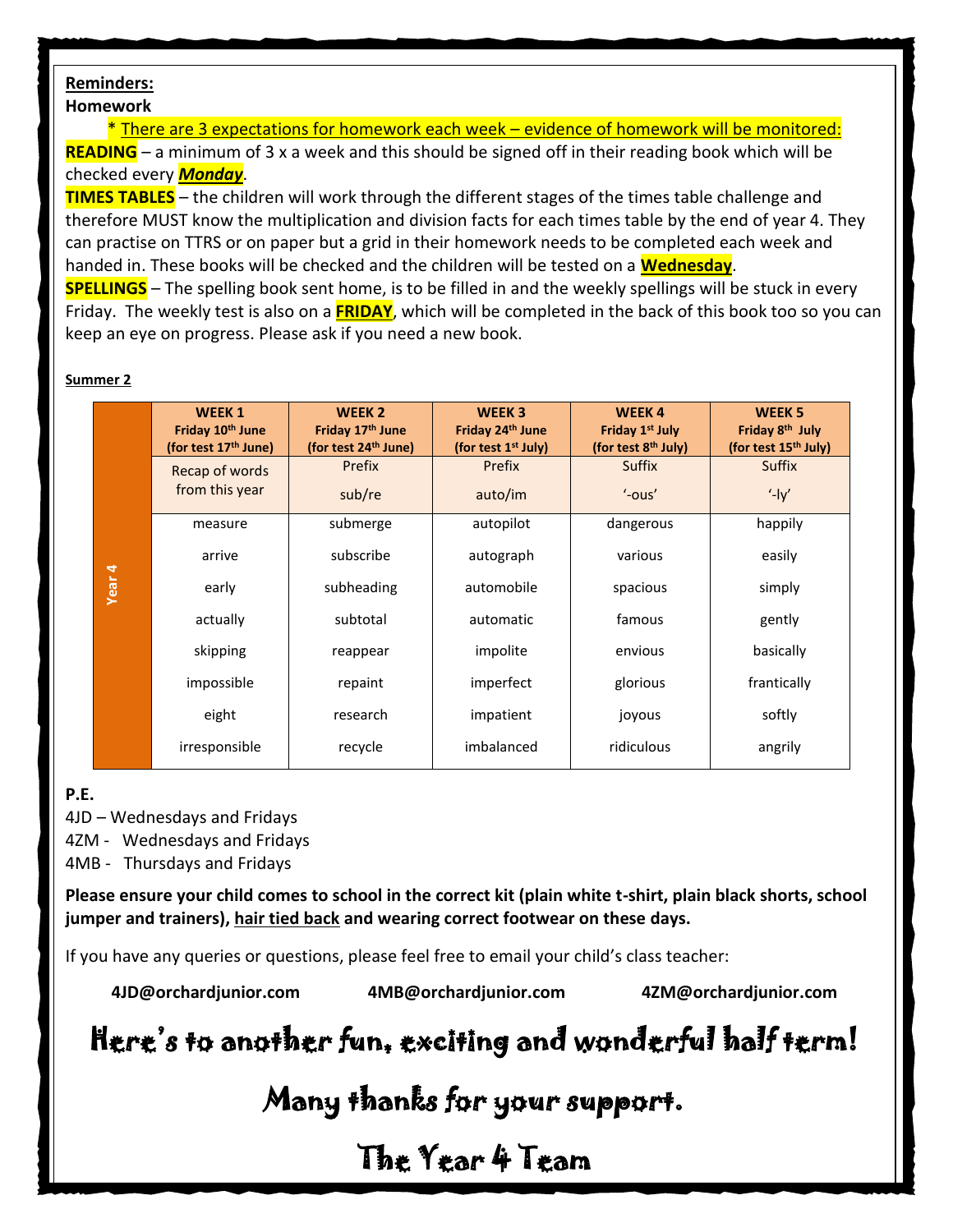**Reminders:**

**Homework**

\* There are 3 expectations for homework each week – evidence of homework will be monitored:

**READING** – a minimum of 3 x a week and this should be signed off in their reading book which will be checked every ***Monday***.

**TIMES TABLES** – the children will work through the different stages of the times table challenge and therefore MUST know the multiplication and division facts for each times table by the end of year 4. They can practise on TTRS or on paper but a grid in their homework needs to be completed each week and handed in. These books will be checked and the children will be tested on a **Wednesday**.

**SPELLINGS** – The spelling book sent home, is to be filled in and the weekly spellings will be stuck in every Friday. The weekly test is also on a **FRIDAY**, which will be completed in the back of this book too so you can keep an eye on progress. Please ask if you need a new book.

**Summer 2**

| | WEEK 1 Friday 10th June (for test 17th June) | WEEK 2 Friday 17th June (for test 24th June) | WEEK 3 Friday 24th June (for test 1st July) | WEEK 4 Friday 1st July (for test 8th July) | WEEK 5 Friday 8th July (for test 15th July) |
|---|---|---|---|---|---|
| Year 4 | Recap of words from this year | Prefix sub/re | Prefix auto/im | Suffix '-ous' | Suffix '-ly' |
| | measure | submerge | autopilot | dangerous | happily |
| | arrive | subscribe | autograph | various | easily |
| | early | subheading | automobile | spacious | simply |
| | actually | subtotal | automatic | famous | gently |
| | skipping | reappear | impolite | envious | basically |
| | impossible | repaint | imperfect | glorious | frantically |
| | eight | research | impatient | joyous | softly |
| | irresponsible | recycle | imbalanced | ridiculous | angrily |

**P.E.**

4JD – Wednesdays and Fridays

4ZM - Wednesdays and Fridays

4MB - Thursdays and Fridays

**Please ensure your child comes to school in the correct kit (plain white t-shirt, plain black shorts, school jumper and trainers), hair tied back and wearing correct footwear on these days.**

If you have any queries or questions, please feel free to email your child's class teacher:

**4JD@orchardjunior.com** **4MB@orchardjunior.com** **4ZM@orchardjunior.com**

# Here's to another fun, exciting and wonderful half term!

## Many thanks for your support.

## The Year 4 Team